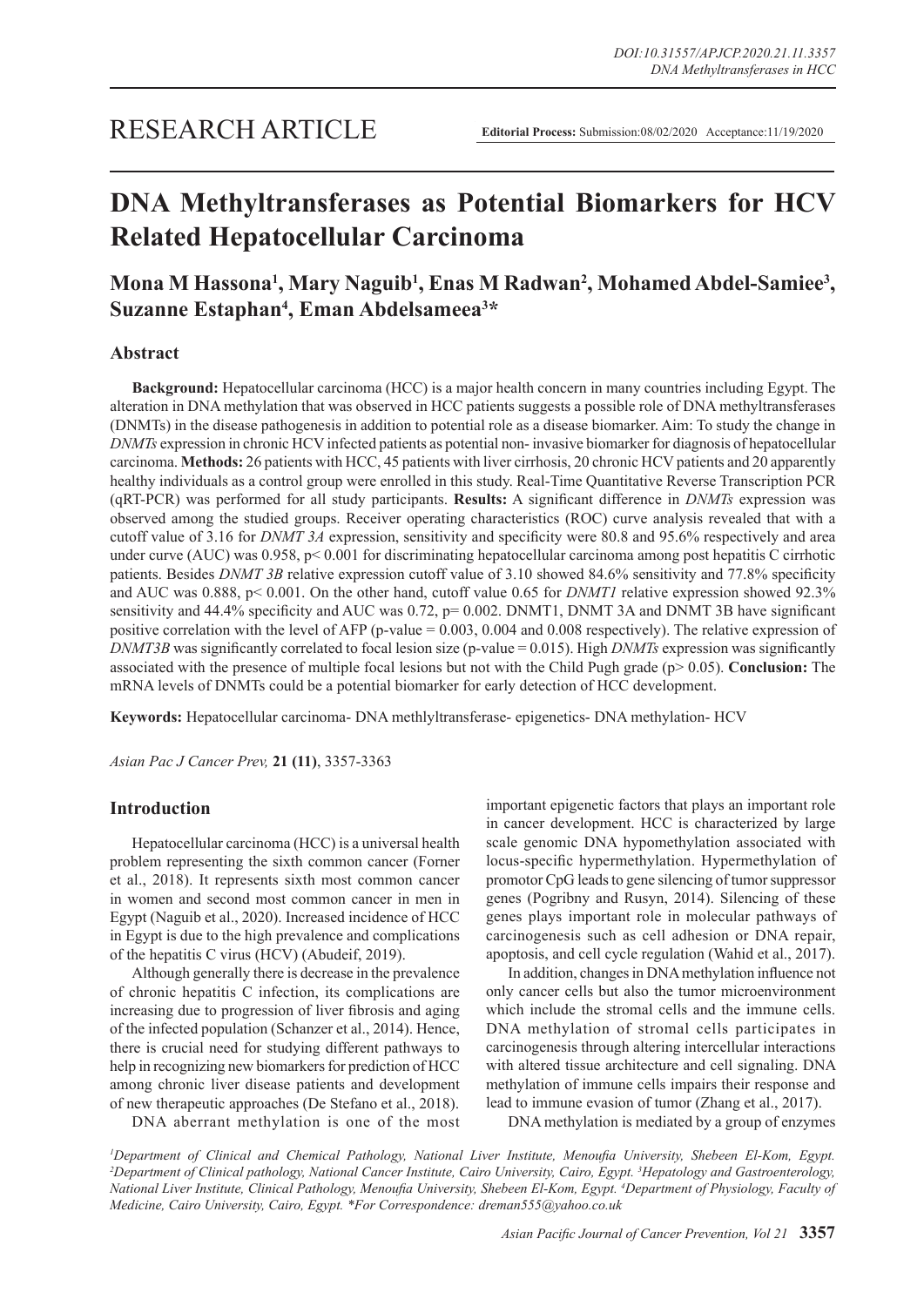RESEARCH ARTICLE

**Editorial Process:** Submission:08/02/2020 Acceptance:11/19/2020

# DNA Methyltransferases as Potential Biomarkers for HCV Related Hepatocellular Carcinoma

**Mona M Hassona[1], Mary Naguib[1], Enas M Radwan[2], Mohamed Abdel-Samiee[3], Suzanne Estaphan[4], Eman Abdelsameea[3]\***

## Abstract

**Background:** Hepatocellular carcinoma (HCC) is a major health concern in many countries including Egypt. The alteration in DNA methylation that was observed in HCC patients suggests a possible role of DNA methyltransferases (DNMTs) in the disease pathogenesis in addition to potential role as a disease biomarker. Aim: To study the change in *DNMTs* expression in chronic HCV infected patients as potential non- invasive biomarker for diagnosis of hepatocellular carcinoma. **Methods:** 26 patients with HCC, 45 patients with liver cirrhosis, 20 chronic HCV patients and 20 apparently healthy individuals as a control group were enrolled in this study. Real-Time Quantitative Reverse Transcription PCR (qRT-PCR) was performed for all study participants. **Results:** A significant difference in *DNMTs* expression was observed among the studied groups. Receiver operating characteristics (ROC) curve analysis revealed that with a cutoff value of 3.16 for *DNMT 3A* expression, sensitivity and specificity were 80.8 and 95.6% respectively and area under curve (AUC) was 0.958, p< 0.001 for discriminating hepatocellular carcinoma among post hepatitis C cirrhotic patients. Besides *DNMT 3B* relative expression cutoff value of 3.10 showed 84.6% sensitivity and 77.8% specificity and AUC was 0.888, p< 0.001. On the other hand, cutoff value 0.65 for *DNMT1* relative expression showed 92.3% sensitivity and 44.4% specificity and AUC was 0.72, p= 0.002. DNMT1, DNMT 3A and DNMT 3B have significant positive correlation with the level of AFP (p-value = 0.003, 0.004 and 0.008 respectively). The relative expression of *DNMT3B* was significantly correlated to focal lesion size (p-value = 0.015). High *DNMTs* expression was significantly associated with the presence of multiple focal lesions but not with the Child Pugh grade (p> 0.05). **Conclusion:** The mRNA levels of DNMTs could be a potential biomarker for early detection of HCC development.

**Keywords:** Hepatocellular carcinoma- DNA methlyltransferase- epigenetics- DNA methylation- HCV

*Asian Pac J Cancer Prev,* **21 (11)**, 3357-3363

## Introduction

Hepatocellular carcinoma (HCC) is a universal health problem representing the sixth common cancer (Forner et al., 2018). It represents sixth most common cancer in women and second most common cancer in men in Egypt (Naguib et al., 2020). Increased incidence of HCC in Egypt is due to the high prevalence and complications of the hepatitis C virus (HCV) (Abudeif, 2019).

Although generally there is decrease in the prevalence of chronic hepatitis C infection, its complications are increasing due to progression of liver fibrosis and aging of the infected population (Schanzer et al., 2014). Hence, there is crucial need for studying different pathways to help in recognizing new biomarkers for prediction of HCC among chronic liver disease patients and development of new therapeutic approaches (De Stefano et al., 2018).

DNA aberrant methylation is one of the most important epigenetic factors that plays an important role in cancer development. HCC is characterized by large scale genomic DNA hypomethylation associated with locus-specific hypermethylation. Hypermethylation of promotor CpG leads to gene silencing of tumor suppressor genes (Pogribny and Rusyn, 2014). Silencing of these genes plays important role in molecular pathways of carcinogenesis such as cell adhesion or DNA repair, apoptosis, and cell cycle regulation (Wahid et al., 2017).

In addition, changes in DNA methylation influence not only cancer cells but also the tumor microenvironment which include the stromal cells and the immune cells. DNA methylation of stromal cells participates in carcinogenesis through altering intercellular interactions with altered tissue architecture and cell signaling. DNA methylation of immune cells impairs their response and lead to immune evasion of tumor (Zhang et al., 2017).

DNA methylation is mediated by a group of enzymes

*[1]Department of Clinical and Chemical Pathology, National Liver Institute, Menoufia University, Shebeen El-Kom, Egypt. [2]Department of Clinical pathology, National Cancer Institute, Cairo University, Cairo, Egypt. [3]Hepatology and Gastroenterology, National Liver Institute, Clinical Pathology, Menoufia University, Shebeen El-Kom, Egypt. [4]Department of Physiology, Faculty of Medicine, Cairo University, Cairo, Egypt. \*For Correspondence: dreman555@yahoo.co.uk*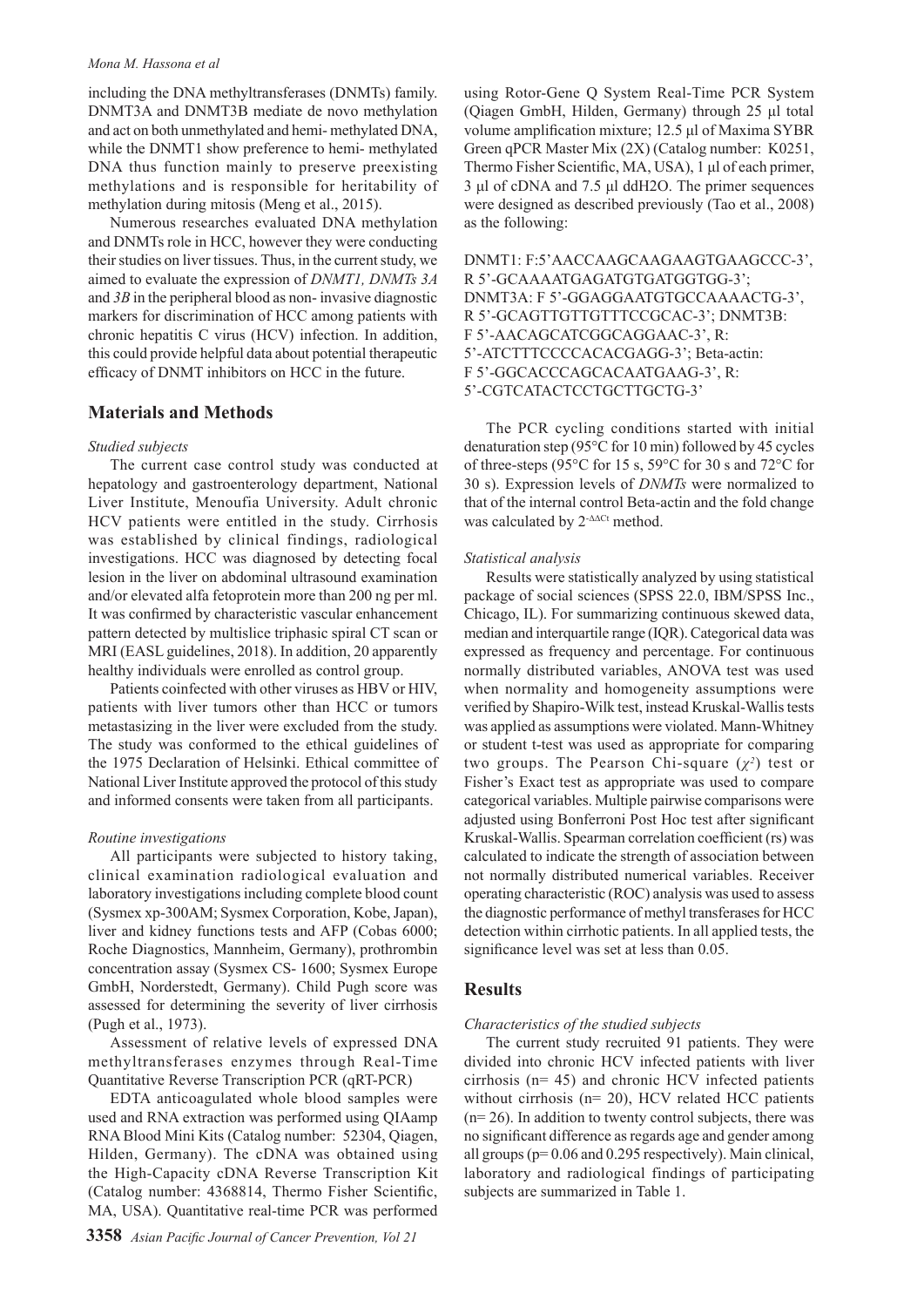including the DNA methyltransferases (DNMTs) family. DNMT3A and DNMT3B mediate de novo methylation and act on both unmethylated and hemi- methylated DNA, while the DNMT1 show preference to hemi- methylated DNA thus function mainly to preserve preexisting methylations and is responsible for heritability of methylation during mitosis (Meng et al., 2015).

Numerous researches evaluated DNA methylation and DNMTs role in HCC, however they were conducting their studies on liver tissues. Thus, in the current study, we aimed to evaluate the expression of *DNMT1, DNMTs 3A* and *3B* in the peripheral blood as non- invasive diagnostic markers for discrimination of HCC among patients with chronic hepatitis C virus (HCV) infection. In addition, this could provide helpful data about potential therapeutic efficacy of DNMT inhibitors on HCC in the future.

## Materials and Methods

*Studied subjects*

The current case control study was conducted at hepatology and gastroenterology department, National Liver Institute, Menoufia University. Adult chronic HCV patients were entitled in the study. Cirrhosis was established by clinical findings, radiological investigations. HCC was diagnosed by detecting focal lesion in the liver on abdominal ultrasound examination and/or elevated alfa fetoprotein more than 200 ng per ml. It was confirmed by characteristic vascular enhancement pattern detected by multislice triphasic spiral CT scan or MRI (EASL guidelines, 2018). In addition, 20 apparently healthy individuals were enrolled as control group.

Patients coinfected with other viruses as HBV or HIV, patients with liver tumors other than HCC or tumors metastasizing in the liver were excluded from the study. The study was conformed to the ethical guidelines of the 1975 Declaration of Helsinki. Ethical committee of National Liver Institute approved the protocol of this study and informed consents were taken from all participants.

*Routine investigations*

All participants were subjected to history taking, clinical examination radiological evaluation and laboratory investigations including complete blood count (Sysmex xp-300AM; Sysmex Corporation, Kobe, Japan), liver and kidney functions tests and AFP (Cobas 6000; Roche Diagnostics, Mannheim, Germany), prothrombin concentration assay (Sysmex CS- 1600; Sysmex Europe GmbH, Norderstedt, Germany). Child Pugh score was assessed for determining the severity of liver cirrhosis (Pugh et al., 1973).

Assessment of relative levels of expressed DNA methyltransferases enzymes through Real-Time Quantitative Reverse Transcription PCR (qRT-PCR)

EDTA anticoagulated whole blood samples were used and RNA extraction was performed using QIAamp RNA Blood Mini Kits (Catalog number: 52304, Qiagen, Hilden, Germany). The cDNA was obtained using the High-Capacity cDNA Reverse Transcription Kit (Catalog number: 4368814, Thermo Fisher Scientific, MA, USA). Quantitative real-time PCR was performed using Rotor-Gene Q System Real-Time PCR System (Qiagen GmbH, Hilden, Germany) through 25 µl total volume amplification mixture; 12.5 µl of Maxima SYBR Green qPCR Master Mix (2X) (Catalog number: K0251, Thermo Fisher Scientific, MA, USA), 1 µl of each primer, 3 µl of cDNA and 7.5 µl ddH2O. The primer sequences were designed as described previously (Tao et al., 2008) as the following:

DNMT1: F:5'AACCAAGCAAGAAGTGAAGCCC-3', R 5'-GCAAAATGAGATGTGATGGTGG-3'; DNMT3A: F 5'-GGAGGAATGTGCCAAAACTG-3', R 5'-GCAGTTGTTGTTTCCGCAC-3'; DNMT3B: F 5'-AACAGCATCGGCAGGAAC-3', R: 5'-ATCTTTCCCCACACGAGG-3'; Beta-actin: F 5'-GGCACCCAGCACAATGAAG-3', R: 5'-CGTCATACTCCTGCTTGCTG-3'

The PCR cycling conditions started with initial denaturation step (95°C for 10 min) followed by 45 cycles of three-steps (95°C for 15 s, 59°C for 30 s and 72°C for 30 s). Expression levels of *DNMTs* were normalized to that of the internal control Beta-actin and the fold change was calculated by $2^{-\Delta\Delta Ct}$ method.

*Statistical analysis*

Results were statistically analyzed by using statistical package of social sciences (SPSS 22.0, IBM/SPSS Inc., Chicago, IL). For summarizing continuous skewed data, median and interquartile range (IQR). Categorical data was expressed as frequency and percentage. For continuous normally distributed variables, ANOVA test was used when normality and homogeneity assumptions were verified by Shapiro-Wilk test, instead Kruskal-Wallis tests was applied as assumptions were violated. Mann-Whitney or student t-test was used as appropriate for comparing two groups. The Pearson Chi-square ($\chi^2$) test or Fisher's Exact test as appropriate was used to compare categorical variables. Multiple pairwise comparisons were adjusted using Bonferroni Post Hoc test after significant Kruskal-Wallis. Spearman correlation coefficient (rs) was calculated to indicate the strength of association between not normally distributed numerical variables. Receiver operating characteristic (ROC) analysis was used to assess the diagnostic performance of methyl transferases for HCC detection within cirrhotic patients. In all applied tests, the significance level was set at less than 0.05.

## Results

*Characteristics of the studied subjects*

The current study recruited 91 patients. They were divided into chronic HCV infected patients with liver cirrhosis (n= 45) and chronic HCV infected patients without cirrhosis (n= 20), HCV related HCC patients (n= 26). In addition to twenty control subjects, there was no significant difference as regards age and gender among all groups (p= 0.06 and 0.295 respectively). Main clinical, laboratory and radiological findings of participating subjects are summarized in Table 1.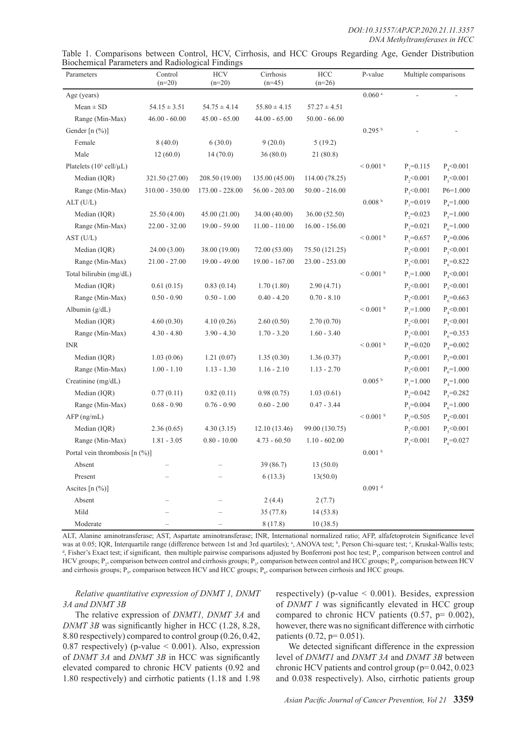Table 1. Comparisons between Control, HCV, Cirrhosis, and HCC Groups Regarding Age, Gender Distribution Biochemical Parameters and Radiological Findings

| Parameters | Control (n=20) | HCV (n=20) | Cirrhosis (n=45) | HCC (n=26) | P-value | Multiple comparisons | |
|---|---|---|---|---|---|---|---|
| Age (years) | | | | | 0.060 [a] | - | - |
| Mean ± SD | 54.15 ± 3.51 | 54.75 ± 4.14 | 55.80 ± 4.15 | 57.27 ± 4.51 | | | |
| Range (Min-Max) | 46.00 - 60.00 | 45.00 - 65.00 | 44.00 - 65.00 | 50.00 - 66.00 | | | |
| Gender [n (%)] | | | | | 0.295 [b] | - | - |
| Female | 8 (40.0) | 6 (30.0) | 9 (20.0) | 5 (19.2) | | | |
| Male | 12 (60.0) | 14 (70.0) | 36 (80.0) | 21 (80.8) | | | |
| Platelets ($10^3$ cell/µL) | | | | | < 0.001 [b] | $P_1$=0.115 | $P_4$<0.001 |
| Median (IQR) | 321.50 (27.00) | 208.50 (19.00) | 135.00 (45.00) | 114.00 (78.25) | | $P_2$<0.001 | $P_5$<0.001 |
| Range (Min-Max) | 310.00 - 350.00 | 173.00 - 228.00 | 56.00 - 203.00 | 50.00 - 216.00 | | $P_3$<0.001 | P6=1.000 |
| ALT (U/L) | | | | | 0.008 [b] | $P_1$=0.019 | $P_4$=1.000 |
| Median (IQR) | 25.50 (4.00) | 45.00 (21.00) | 34.00 (40.00) | 36.00 (52.50) | | $P_2$=0.023 | $P_5$=1.000 |
| Range (Min-Max) | 22.00 - 32.00 | 19.00 - 59.00 | 11.00 - 110.00 | 16.00 - 156.00 | | $P_3$=0.021 | $P_6$=1.000 |
| AST (U/L) | | | | | < 0.001 [b] | $P_1$=0.657 | $P_4$=0.006 |
| Median (IQR) | 24.00 (3.00) | 38.00 (19.00) | 72.00 (53.00) | 75.50 (121.25) | | $P_2$<0.001 | $P_5$<0.001 |
| Range (Min-Max) | 21.00 - 27.00 | 19.00 - 49.00 | 19.00 - 167.00 | 23.00 - 253.00 | | $P_3$<0.001 | $P_6$=0.822 |
| Total bilirubin (mg/dL) | | | | | < 0.001 [b] | $P_1$=1.000 | $P_4$<0.001 |
| Median (IQR) | 0.61 (0.15) | 0.83 (0.14) | 1.70 (1.80) | 2.90 (4.71) | | $P_2$<0.001 | $P_5$<0.001 |
| Range (Min-Max) | 0.50 - 0.90 | 0.50 - 1.00 | 0.40 - 4.20 | 0.70 - 8.10 | | $P_3$<0.001 | $P_6$=0.663 |
| Albumin (g/dL) | | | | | < 0.001 [b] | $P_1$=1.000 | $P_4$<0.001 |
| Median (IQR) | 4.60 (0.30) | 4.10 (0.26) | 2.60 (0.50) | 2.70 (0.70) | | $P_2$<0.001 | $P_5$<0.001 |
| Range (Min-Max) | 4.30 - 4.80 | 3.90 - 4.30 | 1.70 - 3.20 | 1.60 - 3.40 | | $P_3$<0.001 | $P_6$=0.353 |
| INR | | | | | < 0.001 [b] | $P_1$=0.020 | $P_4$=0.002 |
| Median (IQR) | 1.03 (0.06) | 1.21 (0.07) | 1.35 (0.30) | 1.36 (0.37) | | $P_2$<0.001 | $P_5$=0.001 |
| Range (Min-Max) | 1.00 - 1.10 | 1.13 - 1.30 | 1.16 - 2.10 | 1.13 - 2.70 | | $P_3$<0.001 | $P_6$=1.000 |
| Creatinine (mg/dL) | | | | | 0.005 [b] | $P_1$=1.000 | $P_4$=1.000 |
| Median (IQR) | 0.77 (0.11) | 0.82 (0.11) | 0.98 (0.75) | 1.03 (0.61) | | $P_2$=0.042 | $P_5$=0.282 |
| Range (Min-Max) | 0.68 - 0.90 | 0.76 - 0.90 | 0.60 - 2.00 | 0.47 - 3.44 | | $P_3$=0.004 | $P_6$=1.000 |
| AFP (ng/mL) | | | | | < 0.001 [b] | $P_1$=0.505 | $P_4$<0.001 |
| Median (IQR) | 2.36 (0.65) | 4.30 (3.15) | 12.10 (13.46) | 99.00 (130.75) | | $P_2$<0.001 | $P_5$<0.001 |
| Range (Min-Max) | 1.81 - 3.05 | 0.80 - 10.00 | 4.73 - 60.50 | 1.10 - 602.00 | | $P_3$<0.001 | $P_6$=0.027 |
| Portal vein thrombosis [n (%)] | | | | | 0.001 [b] | | |
| Absent | – | – | 39 (86.7) | 13 (50.0) | | | |
| Present | – | – | 6 (13.3) | 13(50.0) | | | |
| Ascites [n (%)] | | | | | 0.091 [d] | | |
| Absent | – | – | 2 (4.4) | 2 (7.7) | | | |
| Mild | – | – | 35 (77.8) | 14 (53.8) | | | |
| Moderate | – | – | 8 (17.8) | 10 (38.5) | | | |

ALT, Alanine aminotransferase; AST, Aspartate aminotransferase; INR, International normalized ratio; AFP, alfafetoprotein Significance level was at 0.05; IQR, Interquartile range (difference between 1st and 3rd quartiles); [a], ANOVA test; [b], Person Chi-square test; [c], Kruskal-Wallis tests; [d], Fisher's Exact test; if significant, then multiple pairwise comparisons adjusted by Bonferroni post hoc test; $P_1$, comparison between control and HCV groups; $P_2$, comparison between control and cirrhosis groups; $P_3$, comparison between control and HCC groups; $P_4$, comparison between HCV and cirrhosis groups; $P_5$, comparison between HCV and HCC groups; $P_6$, comparison between cirrhosis and HCC groups.

*Relative quantitative expression of DNMT 1, DNMT 3A and DNMT 3B*

The relative expression of *DNMT1, DNMT 3A* and *DNMT 3B* was significantly higher in HCC (1.28, 8.28, 8.80 respectively) compared to control group (0.26, 0.42, 0.87 respectively) (p-value < 0.001). Also, expression of *DNMT 3A* and *DNMT 3B* in HCC was significantly elevated compared to chronic HCV patients (0.92 and 1.80 respectively) and cirrhotic patients (1.18 and 1.98 respectively) (p-value < 0.001). Besides, expression of *DNMT 1* was significantly elevated in HCC group compared to chronic HCV patients (0.57, p= 0.002), however, there was no significant difference with cirrhotic patients (0.72, p= 0.051).

We detected significant difference in the expression level of *DNMT1* and *DNMT 3A* and *DNMT 3B* between chronic HCV patients and control group (p= 0.042, 0.023 and 0.038 respectively). Also, cirrhotic patients group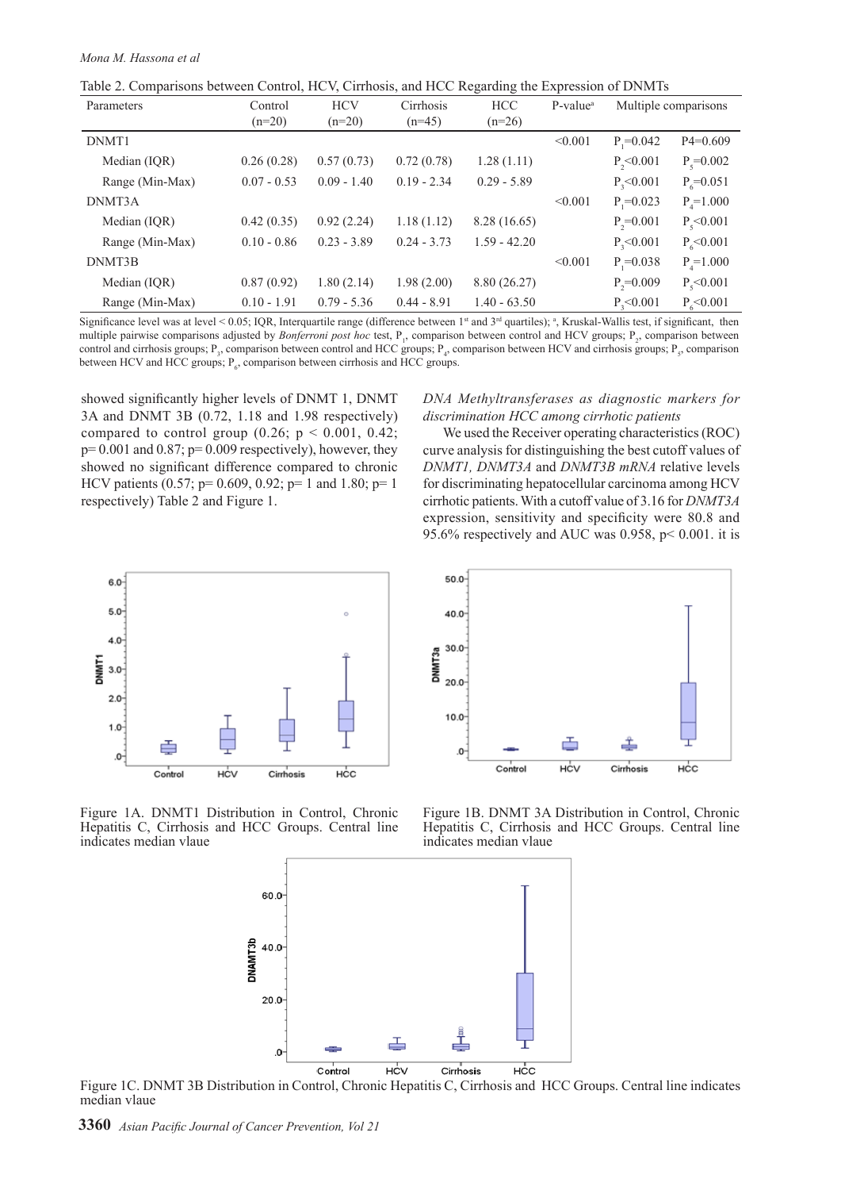Table 2. Comparisons between Control, HCV, Cirrhosis, and HCC Regarding the Expression of DNMTs

| Parameters | Control (n=20) | HCV (n=20) | Cirrhosis (n=45) | HCC (n=26) | P-value[a] | Multiple comparisons | |
|---|---|---|---|---|---|---|---|
| DNMT1 | | | | | <0.001 | $P_1$=0.042 | P4=0.609 |
| Median (IQR) | 0.26 (0.28) | 0.57 (0.73) | 0.72 (0.78) | 1.28 (1.11) | | $P_2$<0.001 | $P_5$=0.002 |
| Range (Min-Max) | 0.07 - 0.53 | 0.09 - 1.40 | 0.19 - 2.34 | 0.29 - 5.89 | | $P_3$<0.001 | $P_6$=0.051 |
| DNMT3A | | | | | <0.001 | $P_1$=0.023 | $P_4$=1.000 |
| Median (IQR) | 0.42 (0.35) | 0.92 (2.24) | 1.18 (1.12) | 8.28 (16.65) | | $P_2$=0.001 | $P_5$<0.001 |
| Range (Min-Max) | 0.10 - 0.86 | 0.23 - 3.89 | 0.24 - 3.73 | 1.59 - 42.20 | | $P_3$<0.001 | $P_6$<0.001 |
| DNMT3B | | | | | <0.001 | $P_1$=0.038 | $P_4$=1.000 |
| Median (IQR) | 0.87 (0.92) | 1.80 (2.14) | 1.98 (2.00) | 8.80 (26.27) | | $P_2$=0.009 | $P_5$<0.001 |
| Range (Min-Max) | 0.10 - 1.91 | 0.79 - 5.36 | 0.44 - 8.91 | 1.40 - 63.50 | | $P_3$<0.001 | $P_6$<0.001 |

Significance level was at level < 0.05; IQR, Interquartile range (difference between 1st and 3rd quartiles); [a], Kruskal-Wallis test, if significant, then multiple pairwise comparisons adjusted by *Bonferroni post hoc* test, $P_1$, comparison between control and HCV groups; $P_2$, comparison between control and cirrhosis groups; $P_3$, comparison between control and HCC groups; $P_4$, comparison between HCV and cirrhosis groups; $P_5$, comparison between HCV and HCC groups; $P_6$, comparison between cirrhosis and HCC groups.

showed significantly higher levels of DNMT 1, DNMT 3A and DNMT 3B (0.72, 1.18 and 1.98 respectively) compared to control group (0.26; p < 0.001, 0.42; p= 0.001 and 0.87; p= 0.009 respectively), however, they showed no significant difference compared to chronic HCV patients (0.57; p= 0.609, 0.92; p= 1 and 1.80; p= 1 respectively) Table 2 and Figure 1.

*DNA Methyltransferases as diagnostic markers for discrimination HCC among cirrhotic patients*

We used the Receiver operating characteristics (ROC) curve analysis for distinguishing the best cutoff values of *DNMT1, DNMT3A* and *DNMT3B mRNA* relative levels for discriminating hepatocellular carcinoma among HCV cirrhotic patients. With a cutoff value of 3.16 for *DNMT3A* expression, sensitivity and specificity were 80.8 and 95.6% respectively and AUC was 0.958, p< 0.001. it is

Figure 1A. DNMT1 Distribution in Control, Chronic Hepatitis C, Cirrhosis and HCC Groups. Central line indicates median vlaue

Figure 1B. DNMT 3A Distribution in Control, Chronic Hepatitis C, Cirrhosis and HCC Groups. Central line indicates median vlaue

Figure 1C. DNMT 3B Distribution in Control, Chronic Hepatitis C, Cirrhosis and HCC Groups. Central line indicates median vlaue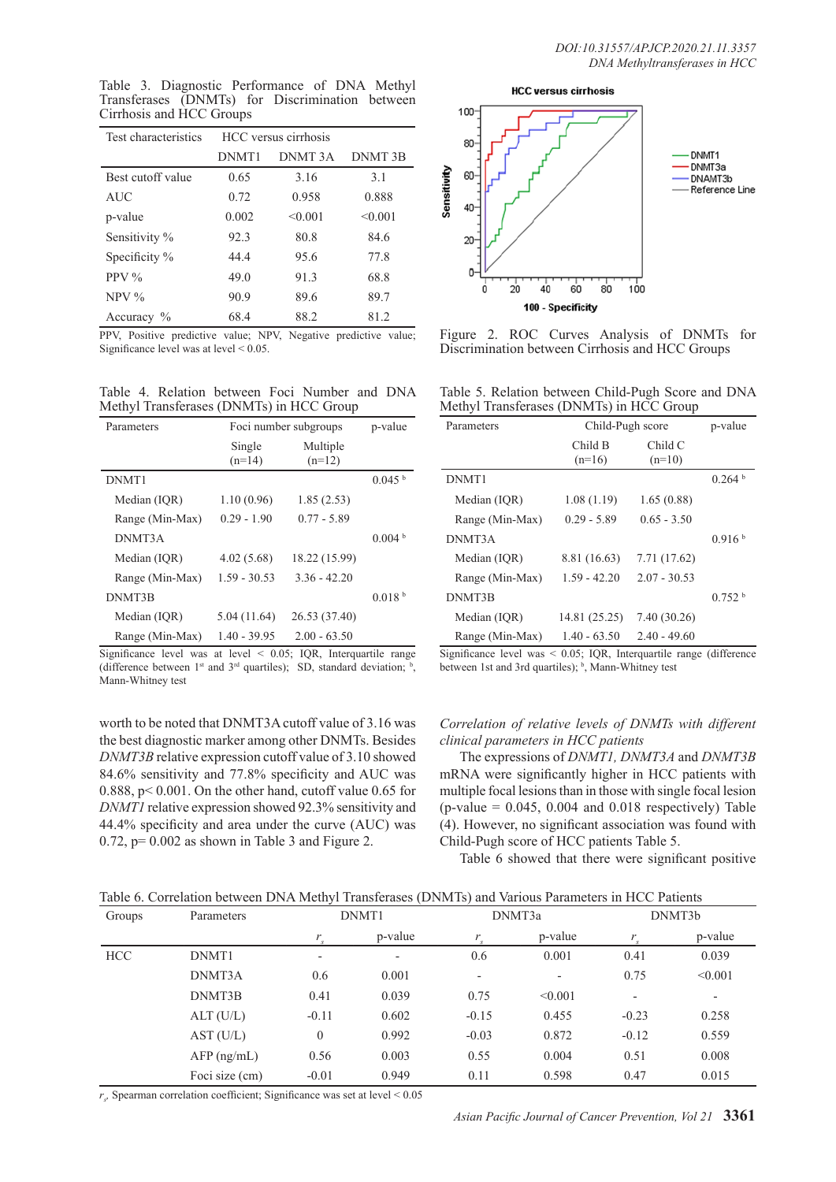Table 3. Diagnostic Performance of DNA Methyl Transferases (DNMTs) for Discrimination between Cirrhosis and HCC Groups

| Test characteristics | HCC versus cirrhosis | | |
|---|---|---|---|
| | DNMT1 | DNMT 3A | DNMT 3B |
| Best cutoff value | 0.65 | 3.16 | 3.1 |
| AUC | 0.72 | 0.958 | 0.888 |
| p-value | 0.002 | <0.001 | <0.001 |
| Sensitivity % | 92.3 | 80.8 | 84.6 |
| Specificity % | 44.4 | 95.6 | 77.8 |
| PPV % | 49.0 | 91.3 | 68.8 |
| NPV % | 90.9 | 89.6 | 89.7 |
| Accuracy % | 68.4 | 88.2 | 81.2 |

PPV, Positive predictive value; NPV, Negative predictive value; Significance level was at level < 0.05.

Figure 2. ROC Curves Analysis of DNMTs for Discrimination between Cirrhosis and HCC Groups

Table 4. Relation between Foci Number and DNA Methyl Transferases (DNMTs) in HCC Group

| Parameters | Foci number subgroups | | p-value |
|---|---|---|---|
| | Single (n=14) | Multiple (n=12) | |
| DNMT1 | | | 0.045 [b] |
| Median (IQR) | 1.10 (0.96) | 1.85 (2.53) | |
| Range (Min-Max) | 0.29 - 1.90 | 0.77 - 5.89 | |
| DNMT3A | | | 0.004 [b] |
| Median (IQR) | 4.02 (5.68) | 18.22 (15.99) | |
| Range (Min-Max) | 1.59 - 30.53 | 3.36 - 42.20 | |
| DNMT3B | | | 0.018 [b] |
| Median (IQR) | 5.04 (11.64) | 26.53 (37.40) | |
| Range (Min-Max) | 1.40 - 39.95 | 2.00 - 63.50 | |

Significance level was at level < 0.05; IQR, Interquartile range (difference between 1st and 3rd quartiles); SD, standard deviation; [b], Mann-Whitney test

Table 5. Relation between Child-Pugh Score and DNA Methyl Transferases (DNMTs) in HCC Group

| Parameters | Child-Pugh score | | p-value |
|---|---|---|---|
| | Child B (n=16) | Child C (n=10) | |
| DNMT1 | | | 0.264 [b] |
| Median (IQR) | 1.08 (1.19) | 1.65 (0.88) | |
| Range (Min-Max) | 0.29 - 5.89 | 0.65 - 3.50 | |
| DNMT3A | | | 0.916 [b] |
| Median (IQR) | 8.81 (16.63) | 7.71 (17.62) | |
| Range (Min-Max) | 1.59 - 42.20 | 2.07 - 30.53 | |
| DNMT3B | | | 0.752 [b] |
| Median (IQR) | 14.81 (25.25) | 7.40 (30.26) | |
| Range (Min-Max) | 1.40 - 63.50 | 2.40 - 49.60 | |

Significance level was < 0.05; IQR, Interquartile range (difference between 1st and 3rd quartiles); [b], Mann-Whitney test

worth to be noted that DNMT3A cutoff value of 3.16 was the best diagnostic marker among other DNMTs. Besides *DNMT3B* relative expression cutoff value of 3.10 showed 84.6% sensitivity and 77.8% specificity and AUC was 0.888, p< 0.001. On the other hand, cutoff value 0.65 for *DNMT1* relative expression showed 92.3% sensitivity and 44.4% specificity and area under the curve (AUC) was 0.72, p= 0.002 as shown in Table 3 and Figure 2.

*Correlation of relative levels of DNMTs with different clinical parameters in HCC patients*

The expressions of *DNMT1, DNMT3A* and *DNMT3B* mRNA were significantly higher in HCC patients with multiple focal lesions than in those with single focal lesion (p-value = 0.045, 0.004 and 0.018 respectively) Table (4). However, no significant association was found with Child-Pugh score of HCC patients Table 5.

Table 6 showed that there were significant positive

Table 6. Correlation between DNA Methyl Transferases (DNMTs) and Various Parameters in HCC Patients

| Groups | Parameters | DNMT1 | | DNMT3a | | DNMT3b | |
|---|---|---|---|---|---|---|---|
| | | $r_s$ | p-value | $r_s$ | p-value | $r_s$ | p-value |
| HCC | DNMT1 | - | - | 0.6 | 0.001 | 0.41 | 0.039 |
| | DNMT3A | 0.6 | 0.001 | - | - | 0.75 | <0.001 |
| | DNMT3B | 0.41 | 0.039 | 0.75 | <0.001 | - | - |
| | ALT (U/L) | -0.11 | 0.602 | -0.15 | 0.455 | -0.23 | 0.258 |
| | AST (U/L) | 0 | 0.992 | -0.03 | 0.872 | -0.12 | 0.559 |
| | AFP (ng/mL) | 0.56 | 0.003 | 0.55 | 0.004 | 0.51 | 0.008 |
| | Foci size (cm) | -0.01 | 0.949 | 0.11 | 0.598 | 0.47 | 0.015 |

$r_s$, Spearman correlation coefficient; Significance was set at level < 0.05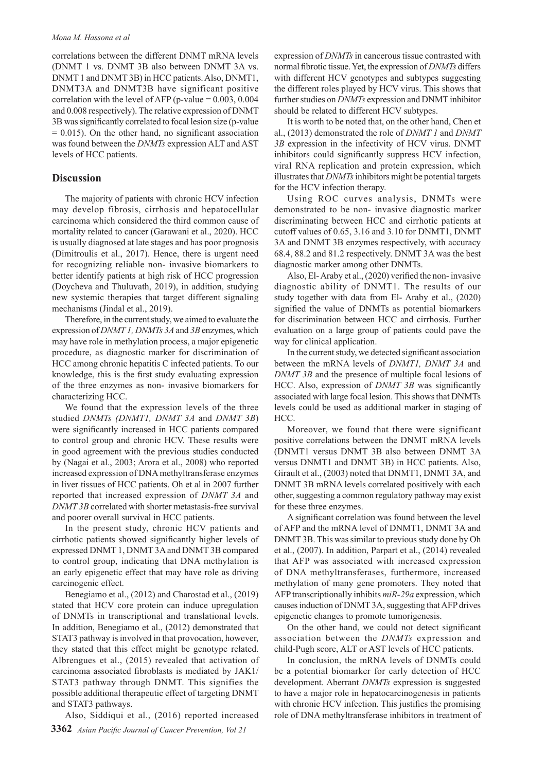correlations between the different DNMT mRNA levels (DNMT 1 vs. DNMT 3B also between DNMT 3A vs. DNMT 1 and DNMT 3B) in HCC patients. Also, DNMT1, DNMT3A and DNMT3B have significant positive correlation with the level of AFP (p-value = 0.003, 0.004 and 0.008 respectively). The relative expression of DNMT 3B was significantly correlated to focal lesion size (p-value = 0.015). On the other hand, no significant association was found between the *DNMTs* expression ALT and AST levels of HCC patients.

## Discussion

The majority of patients with chronic HCV infection may develop fibrosis, cirrhosis and hepatocellular carcinoma which considered the third common cause of mortality related to cancer (Garawani et al., 2020). HCC is usually diagnosed at late stages and has poor prognosis (Dimitroulis et al., 2017). Hence, there is urgent need for recognizing reliable non- invasive biomarkers to better identify patients at high risk of HCC progression (Doycheva and Thuluvath, 2019), in addition, studying new systemic therapies that target different signaling mechanisms (Jindal et al., 2019).

Therefore, in the current study, we aimed to evaluate the expression of *DNMT 1, DNMTs 3A* and *3B* enzymes, which may have role in methylation process, a major epigenetic procedure, as diagnostic marker for discrimination of HCC among chronic hepatitis C infected patients. To our knowledge, this is the first study evaluating expression of the three enzymes as non- invasive biomarkers for characterizing HCC.

We found that the expression levels of the three studied *DNMTs (DNMT1, DNMT 3A* and *DNMT 3B*) were significantly increased in HCC patients compared to control group and chronic HCV. These results were in good agreement with the previous studies conducted by (Nagai et al., 2003; Arora et al., 2008) who reported increased expression of DNA methyltransferase enzymes in liver tissues of HCC patients. Oh et al in 2007 further reported that increased expression of *DNMT 3A* and *DNMT 3B* correlated with shorter metastasis-free survival and poorer overall survival in HCC patients.

In the present study, chronic HCV patients and cirrhotic patients showed significantly higher levels of expressed DNMT 1, DNMT 3A and DNMT 3B compared to control group, indicating that DNA methylation is an early epigenetic effect that may have role as driving carcinogenic effect.

Benegiamo et al., (2012) and Charostad et al., (2019) stated that HCV core protein can induce upregulation of DNMTs in transcriptional and translational levels. In addition, Benegiamo et al., (2012) demonstrated that STAT3 pathway is involved in that provocation, however, they stated that this effect might be genotype related. Albrengues et al., (2015) revealed that activation of carcinoma associated fibroblasts is mediated by JAK1/STAT3 pathway through DNMT. This signifies the possible additional therapeutic effect of targeting DNMT and STAT3 pathways.

Also, Siddiqui et al., (2016) reported increased expression of *DNMTs* in cancerous tissue contrasted with normal fibrotic tissue. Yet, the expression of *DNMTs* differs with different HCV genotypes and subtypes suggesting the different roles played by HCV virus. This shows that further studies on *DNMTs* expression and DNMT inhibitor should be related to different HCV subtypes.

It is worth to be noted that, on the other hand, Chen et al., (2013) demonstrated the role of *DNMT 1* and *DNMT 3B* expression in the infectivity of HCV virus. DNMT inhibitors could significantly suppress HCV infection, viral RNA replication and protein expression, which illustrates that *DNMTs* inhibitors might be potential targets for the HCV infection therapy.

Using ROC curves analysis, DNMTs were demonstrated to be non- invasive diagnostic marker discriminating between HCC and cirrhotic patients at cutoff values of 0.65, 3.16 and 3.10 for DNMT1, DNMT 3A and DNMT 3B enzymes respectively, with accuracy 68.4, 88.2 and 81.2 respectively. DNMT 3A was the best diagnostic marker among other DNMTs.

Also, El- Araby et al., (2020) verified the non- invasive diagnostic ability of DNMT1. The results of our study together with data from El- Araby et al., (2020) signified the value of DNMTs as potential biomarkers for discrimination between HCC and cirrhosis. Further evaluation on a large group of patients could pave the way for clinical application.

In the current study, we detected significant association between the mRNA levels of *DNMT1, DNMT 3A* and *DNMT 3B* and the presence of multiple focal lesions of HCC. Also, expression of *DNMT 3B* was significantly associated with large focal lesion. This shows that DNMTs levels could be used as additional marker in staging of HCC.

Moreover, we found that there were significant positive correlations between the DNMT mRNA levels (DNMT1 versus DNMT 3B also between DNMT 3A versus DNMT1 and DNMT 3B) in HCC patients. Also, Girault et al., (2003) noted that DNMT1, DNMT 3A, and DNMT 3B mRNA levels correlated positively with each other, suggesting a common regulatory pathway may exist for these three enzymes.

A significant correlation was found between the level of AFP and the mRNA level of DNMT1, DNMT 3A and DNMT 3B. This was similar to previous study done by Oh et al., (2007). In addition, Parpart et al., (2014) revealed that AFP was associated with increased expression of DNA methyltransferases, furthermore, increased methylation of many gene promoters. They noted that AFP transcriptionally inhibits *miR-29a* expression, which causes induction of DNMT 3A, suggesting that AFP drives epigenetic changes to promote tumorigenesis.

On the other hand, we could not detect significant association between the *DNMTs* expression and child-Pugh score, ALT or AST levels of HCC patients.

In conclusion, the mRNA levels of DNMTs could be a potential biomarker for early detection of HCC development. Aberrant *DNMTs* expression is suggested to have a major role in hepatocarcinogenesis in patients with chronic HCV infection. This justifies the promising role of DNA methyltransferase inhibitors in treatment of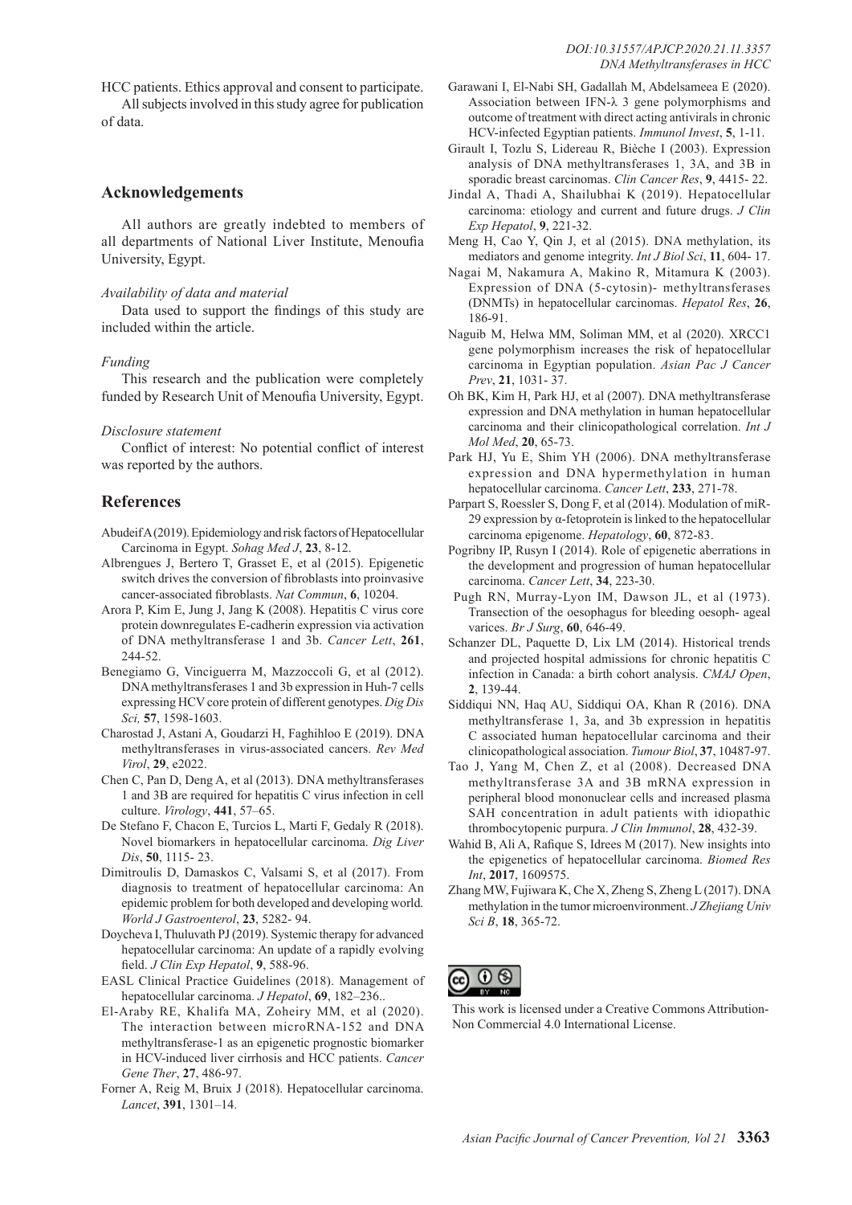HCC patients. Ethics approval and consent to participate.

All subjects involved in this study agree for publication of data.

## Acknowledgements

All authors are greatly indebted to members of all departments of National Liver Institute, Menoufia University, Egypt.

*Availability of data and material*

Data used to support the findings of this study are included within the article.

*Funding*

This research and the publication were completely funded by Research Unit of Menoufia University, Egypt.

*Disclosure statement*

Conflict of interest: No potential conflict of interest was reported by the authors.

## References

Abudeif A (2019). Epidemiology and risk factors of Hepatocellular Carcinoma in Egypt. *Sohag Med J*, **23**, 8-12.

Albrengues J, Bertero T, Grasset E, et al (2015). Epigenetic switch drives the conversion of fibroblasts into proinvasive cancer-associated fibroblasts. *Nat Commun*, **6**, 10204.

Arora P, Kim E, Jung J, Jang K (2008). Hepatitis C virus core protein downregulates E-cadherin expression via activation of DNA methyltransferase 1 and 3b. *Cancer Lett*, **261**, 244-52.

Benegiamo G, Vinciguerra M, Mazzoccoli G, et al (2012). DNA methyltransferases 1 and 3b expression in Huh-7 cells expressing HCV core protein of different genotypes. *Dig Dis Sci,* **57**, 1598-1603.

Charostad J, Astani A, Goudarzi H, Faghihloo E (2019). DNA methyltransferases in virus-associated cancers. *Rev Med Virol*, **29**, e2022.

Chen C, Pan D, Deng A, et al (2013). DNA methyltransferases 1 and 3B are required for hepatitis C virus infection in cell culture. *Virology*, **441**, 57–65.

De Stefano F, Chacon E, Turcios L, Marti F, Gedaly R (2018). Novel biomarkers in hepatocellular carcinoma. *Dig Liver Dis*, **50**, 1115- 23.

Dimitroulis D, Damaskos C, Valsami S, et al (2017). From diagnosis to treatment of hepatocellular carcinoma: An epidemic problem for both developed and developing world. *World J Gastroenterol*, **23**, 5282- 94.

Doycheva I, Thuluvath PJ (2019). Systemic therapy for advanced hepatocellular carcinoma: An update of a rapidly evolving field. *J Clin Exp Hepatol*, **9**, 588-96.

EASL Clinical Practice Guidelines (2018). Management of hepatocellular carcinoma. *J Hepatol*, **69**, 182–236..

El-Araby RE, Khalifa MA, Zoheiry MM, et al (2020). The interaction between microRNA-152 and DNA methyltransferase-1 as an epigenetic prognostic biomarker in HCV-induced liver cirrhosis and HCC patients. *Cancer Gene Ther*, **27**, 486-97.

Forner A, Reig M, Bruix J (2018). Hepatocellular carcinoma. *Lancet*, **391**, 1301–14.

Garawani I, El-Nabi SH, Gadallah M, Abdelsameea E (2020). Association between IFN-λ 3 gene polymorphisms and outcome of treatment with direct acting antivirals in chronic HCV-infected Egyptian patients. *Immunol Invest*, **5**, 1-11.

Girault I, Tozlu S, Lidereau R, Bièche I (2003). Expression analysis of DNA methyltransferases 1, 3A, and 3B in sporadic breast carcinomas. *Clin Cancer Res*, **9**, 4415- 22.

Jindal A, Thadi A, Shailubhai K (2019). Hepatocellular carcinoma: etiology and current and future drugs. *J Clin Exp Hepatol*, **9**, 221-32.

Meng H, Cao Y, Qin J, et al (2015). DNA methylation, its mediators and genome integrity. *Int J Biol Sci*, **11**, 604- 17.

Nagai M, Nakamura A, Makino R, Mitamura K (2003). Expression of DNA (5-cytosin)- methyltransferases (DNMTs) in hepatocellular carcinomas. *Hepatol Res*, **26**, 186-91.

Naguib M, Helwa MM, Soliman MM, et al (2020). XRCC1 gene polymorphism increases the risk of hepatocellular carcinoma in Egyptian population. *Asian Pac J Cancer Prev*, **21**, 1031- 37.

Oh BK, Kim H, Park HJ, et al (2007). DNA methyltransferase expression and DNA methylation in human hepatocellular carcinoma and their clinicopathological correlation. *Int J Mol Med*, **20**, 65-73.

Park HJ, Yu E, Shim YH (2006). DNA methyltransferase expression and DNA hypermethylation in human hepatocellular carcinoma. *Cancer Lett*, **233**, 271-78.

Parpart S, Roessler S, Dong F, et al (2014). Modulation of miR-29 expression by α-fetoprotein is linked to the hepatocellular carcinoma epigenome. *Hepatology*, **60**, 872-83.

Pogribny IP, Rusyn I (2014). Role of epigenetic aberrations in the development and progression of human hepatocellular carcinoma. *Cancer Lett*, **34**, 223-30.

Pugh RN, Murray-Lyon IM, Dawson JL, et al (1973). Transection of the oesophagus for bleeding oesoph- ageal varices. *Br J Surg*, **60**, 646-49.

Schanzer DL, Paquette D, Lix LM (2014). Historical trends and projected hospital admissions for chronic hepatitis C infection in Canada: a birth cohort analysis. *CMAJ Open*, **2**, 139-44.

Siddiqui NN, Haq AU, Siddiqui OA, Khan R (2016). DNA methyltransferase 1, 3a, and 3b expression in hepatitis C associated human hepatocellular carcinoma and their clinicopathological association. *Tumour Biol*, **37**, 10487-97.

Tao J, Yang M, Chen Z, et al (2008). Decreased DNA methyltransferase 3A and 3B mRNA expression in peripheral blood mononuclear cells and increased plasma SAH concentration in adult patients with idiopathic thrombocytopenic purpura. *J Clin Immunol*, **28**, 432-39.

Wahid B, Ali A, Rafique S, Idrees M (2017). New insights into the epigenetics of hepatocellular carcinoma. *Biomed Res Int*, **2017**, 1609575.

Zhang MW, Fujiwara K, Che X, Zheng S, Zheng L (2017). DNA methylation in the tumor microenvironment. *J Zhejiang Univ Sci B*, **18**, 365-72.

This work is licensed under a Creative Commons Attribution-Non Commercial 4.0 International License.